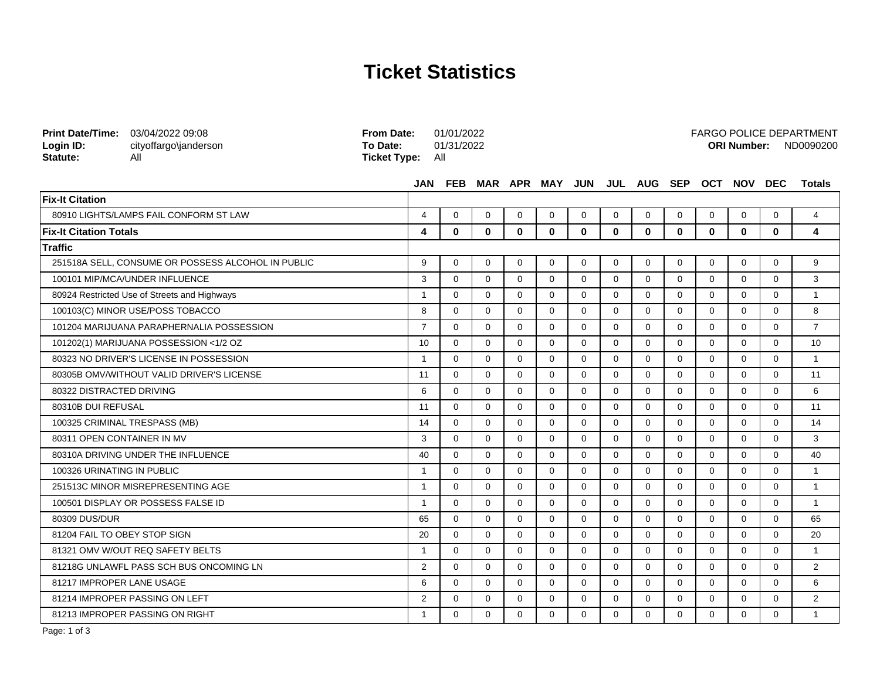# Ticket Statistics

**Print Date/Time:** 03/04/2022 09:08
**Login ID:** cityoffargo\janderson
**Statute:** All

**From Date:** 01/01/2022
**To Date:** 01/31/2022
**Ticket Type:** All

FARGO POLICE DEPARTMENT
**ORI Number:** ND0090200

| | JAN | FEB | MAR | APR | MAY | JUN | JUL | AUG | SEP | OCT | NOV | DEC | Totals |
|---|---|---|---|---|---|---|---|---|---|---|---|---|---|
| **Fix-It Citation** | | | | | | | | | | | | | |
| 80910 LIGHTS/LAMPS FAIL CONFORM ST LAW | 4 | 0 | 0 | 0 | 0 | 0 | 0 | 0 | 0 | 0 | 0 | 0 | 4 |
| **Fix-It Citation Totals** | **4** | **0** | **0** | **0** | **0** | **0** | **0** | **0** | **0** | **0** | **0** | **0** | **4** |
| **Traffic** | | | | | | | | | | | | | |
| 251518A SELL, CONSUME OR POSSESS ALCOHOL IN PUBLIC | 9 | 0 | 0 | 0 | 0 | 0 | 0 | 0 | 0 | 0 | 0 | 0 | 9 |
| 100101 MIP/MCA/UNDER INFLUENCE | 3 | 0 | 0 | 0 | 0 | 0 | 0 | 0 | 0 | 0 | 0 | 0 | 3 |
| 80924 Restricted Use of Streets and Highways | 1 | 0 | 0 | 0 | 0 | 0 | 0 | 0 | 0 | 0 | 0 | 0 | 1 |
| 100103(C) MINOR USE/POSS TOBACCO | 8 | 0 | 0 | 0 | 0 | 0 | 0 | 0 | 0 | 0 | 0 | 0 | 8 |
| 101204 MARIJUANA PARAPHERNALIA POSSESSION | 7 | 0 | 0 | 0 | 0 | 0 | 0 | 0 | 0 | 0 | 0 | 0 | 7 |
| 101202(1) MARIJUANA POSSESSION <1/2 OZ | 10 | 0 | 0 | 0 | 0 | 0 | 0 | 0 | 0 | 0 | 0 | 0 | 10 |
| 80323 NO DRIVER'S LICENSE IN POSSESSION | 1 | 0 | 0 | 0 | 0 | 0 | 0 | 0 | 0 | 0 | 0 | 0 | 1 |
| 80305B OMV/WITHOUT VALID DRIVER'S LICENSE | 11 | 0 | 0 | 0 | 0 | 0 | 0 | 0 | 0 | 0 | 0 | 0 | 11 |
| 80322 DISTRACTED DRIVING | 6 | 0 | 0 | 0 | 0 | 0 | 0 | 0 | 0 | 0 | 0 | 0 | 6 |
| 80310B DUI REFUSAL | 11 | 0 | 0 | 0 | 0 | 0 | 0 | 0 | 0 | 0 | 0 | 0 | 11 |
| 100325 CRIMINAL TRESPASS (MB) | 14 | 0 | 0 | 0 | 0 | 0 | 0 | 0 | 0 | 0 | 0 | 0 | 14 |
| 80311 OPEN CONTAINER IN MV | 3 | 0 | 0 | 0 | 0 | 0 | 0 | 0 | 0 | 0 | 0 | 0 | 3 |
| 80310A DRIVING UNDER THE INFLUENCE | 40 | 0 | 0 | 0 | 0 | 0 | 0 | 0 | 0 | 0 | 0 | 0 | 40 |
| 100326 URINATING IN PUBLIC | 1 | 0 | 0 | 0 | 0 | 0 | 0 | 0 | 0 | 0 | 0 | 0 | 1 |
| 251513C MINOR MISREPRESENTING AGE | 1 | 0 | 0 | 0 | 0 | 0 | 0 | 0 | 0 | 0 | 0 | 0 | 1 |
| 100501 DISPLAY OR POSSESS FALSE ID | 1 | 0 | 0 | 0 | 0 | 0 | 0 | 0 | 0 | 0 | 0 | 0 | 1 |
| 80309 DUS/DUR | 65 | 0 | 0 | 0 | 0 | 0 | 0 | 0 | 0 | 0 | 0 | 0 | 65 |
| 81204 FAIL TO OBEY STOP SIGN | 20 | 0 | 0 | 0 | 0 | 0 | 0 | 0 | 0 | 0 | 0 | 0 | 20 |
| 81321 OMV W/OUT REQ SAFETY BELTS | 1 | 0 | 0 | 0 | 0 | 0 | 0 | 0 | 0 | 0 | 0 | 0 | 1 |
| 81218G UNLAWFL PASS SCH BUS ONCOMING LN | 2 | 0 | 0 | 0 | 0 | 0 | 0 | 0 | 0 | 0 | 0 | 0 | 2 |
| 81217 IMPROPER LANE USAGE | 6 | 0 | 0 | 0 | 0 | 0 | 0 | 0 | 0 | 0 | 0 | 0 | 6 |
| 81214 IMPROPER PASSING ON LEFT | 2 | 0 | 0 | 0 | 0 | 0 | 0 | 0 | 0 | 0 | 0 | 0 | 2 |
| 81213 IMPROPER PASSING ON RIGHT | 1 | 0 | 0 | 0 | 0 | 0 | 0 | 0 | 0 | 0 | 0 | 0 | 1 |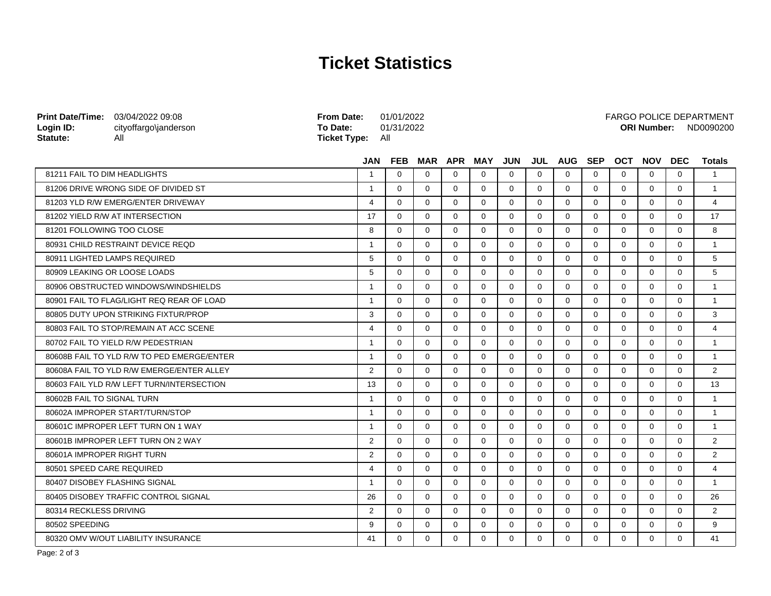# Ticket Statistics

**Print Date/Time:** 03/04/2022 09:08
**Login ID:** cityoffargo\janderson
**Statute:** All

**From Date:** 01/01/2022
**To Date:** 01/31/2022
**Ticket Type:** All

FARGO POLICE DEPARTMENT
**ORI Number:** ND0090200

| | JAN | FEB | MAR | APR | MAY | JUN | JUL | AUG | SEP | OCT | NOV | DEC | Totals |
|---|---|---|---|---|---|---|---|---|---|---|---|---|---|
| 81211 FAIL TO DIM HEADLIGHTS | 1 | 0 | 0 | 0 | 0 | 0 | 0 | 0 | 0 | 0 | 0 | 0 | 1 |
| 81206 DRIVE WRONG SIDE OF DIVIDED ST | 1 | 0 | 0 | 0 | 0 | 0 | 0 | 0 | 0 | 0 | 0 | 0 | 1 |
| 81203 YLD R/W EMERG/ENTER DRIVEWAY | 4 | 0 | 0 | 0 | 0 | 0 | 0 | 0 | 0 | 0 | 0 | 0 | 4 |
| 81202 YIELD R/W AT INTERSECTION | 17 | 0 | 0 | 0 | 0 | 0 | 0 | 0 | 0 | 0 | 0 | 0 | 17 |
| 81201 FOLLOWING TOO CLOSE | 8 | 0 | 0 | 0 | 0 | 0 | 0 | 0 | 0 | 0 | 0 | 0 | 8 |
| 80931 CHILD RESTRAINT DEVICE REQD | 1 | 0 | 0 | 0 | 0 | 0 | 0 | 0 | 0 | 0 | 0 | 0 | 1 |
| 80911 LIGHTED LAMPS REQUIRED | 5 | 0 | 0 | 0 | 0 | 0 | 0 | 0 | 0 | 0 | 0 | 0 | 5 |
| 80909 LEAKING OR LOOSE LOADS | 5 | 0 | 0 | 0 | 0 | 0 | 0 | 0 | 0 | 0 | 0 | 0 | 5 |
| 80906 OBSTRUCTED WINDOWS/WINDSHIELDS | 1 | 0 | 0 | 0 | 0 | 0 | 0 | 0 | 0 | 0 | 0 | 0 | 1 |
| 80901 FAIL TO FLAG/LIGHT REQ REAR OF LOAD | 1 | 0 | 0 | 0 | 0 | 0 | 0 | 0 | 0 | 0 | 0 | 0 | 1 |
| 80805 DUTY UPON STRIKING FIXTUR/PROP | 3 | 0 | 0 | 0 | 0 | 0 | 0 | 0 | 0 | 0 | 0 | 0 | 3 |
| 80803 FAIL TO STOP/REMAIN AT ACC SCENE | 4 | 0 | 0 | 0 | 0 | 0 | 0 | 0 | 0 | 0 | 0 | 0 | 4 |
| 80702 FAIL TO YIELD R/W PEDESTRIAN | 1 | 0 | 0 | 0 | 0 | 0 | 0 | 0 | 0 | 0 | 0 | 0 | 1 |
| 80608B FAIL TO YLD R/W TO PED EMERGE/ENTER | 1 | 0 | 0 | 0 | 0 | 0 | 0 | 0 | 0 | 0 | 0 | 0 | 1 |
| 80608A FAIL TO YLD R/W EMERGE/ENTER ALLEY | 2 | 0 | 0 | 0 | 0 | 0 | 0 | 0 | 0 | 0 | 0 | 0 | 2 |
| 80603 FAIL YLD R/W LEFT TURN/INTERSECTION | 13 | 0 | 0 | 0 | 0 | 0 | 0 | 0 | 0 | 0 | 0 | 0 | 13 |
| 80602B FAIL TO SIGNAL TURN | 1 | 0 | 0 | 0 | 0 | 0 | 0 | 0 | 0 | 0 | 0 | 0 | 1 |
| 80602A IMPROPER START/TURN/STOP | 1 | 0 | 0 | 0 | 0 | 0 | 0 | 0 | 0 | 0 | 0 | 0 | 1 |
| 80601C IMPROPER LEFT TURN ON 1 WAY | 1 | 0 | 0 | 0 | 0 | 0 | 0 | 0 | 0 | 0 | 0 | 0 | 1 |
| 80601B IMPROPER LEFT TURN ON 2 WAY | 2 | 0 | 0 | 0 | 0 | 0 | 0 | 0 | 0 | 0 | 0 | 0 | 2 |
| 80601A IMPROPER RIGHT TURN | 2 | 0 | 0 | 0 | 0 | 0 | 0 | 0 | 0 | 0 | 0 | 0 | 2 |
| 80501 SPEED CARE REQUIRED | 4 | 0 | 0 | 0 | 0 | 0 | 0 | 0 | 0 | 0 | 0 | 0 | 4 |
| 80407 DISOBEY FLASHING SIGNAL | 1 | 0 | 0 | 0 | 0 | 0 | 0 | 0 | 0 | 0 | 0 | 0 | 1 |
| 80405 DISOBEY TRAFFIC CONTROL SIGNAL | 26 | 0 | 0 | 0 | 0 | 0 | 0 | 0 | 0 | 0 | 0 | 0 | 26 |
| 80314 RECKLESS DRIVING | 2 | 0 | 0 | 0 | 0 | 0 | 0 | 0 | 0 | 0 | 0 | 0 | 2 |
| 80502 SPEEDING | 9 | 0 | 0 | 0 | 0 | 0 | 0 | 0 | 0 | 0 | 0 | 0 | 9 |
| 80320 OMV W/OUT LIABILITY INSURANCE | 41 | 0 | 0 | 0 | 0 | 0 | 0 | 0 | 0 | 0 | 0 | 0 | 41 |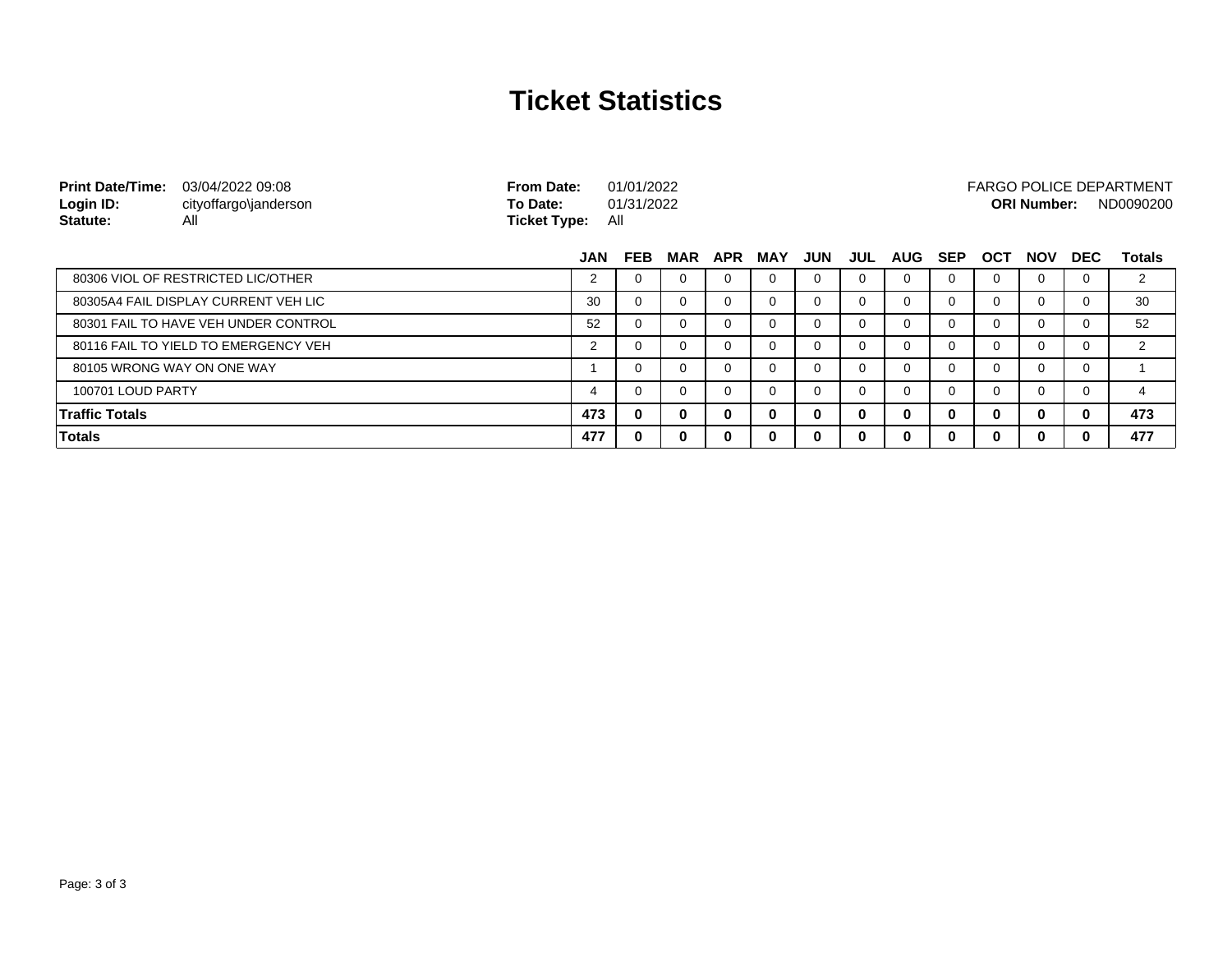# Ticket Statistics

**Print Date/Time:** 03/04/2022 09:08
**Login ID:** cityoffargo\janderson
**Statute:** All

**From Date:** 01/01/2022
**To Date:** 01/31/2022
**Ticket Type:** All

FARGO POLICE DEPARTMENT
**ORI Number:** ND0090200

| | JAN | FEB | MAR | APR | MAY | JUN | JUL | AUG | SEP | OCT | NOV | DEC | Totals |
|---|---|---|---|---|---|---|---|---|---|---|---|---|---|
| 80306 VIOL OF RESTRICTED LIC/OTHER | 2 | 0 | 0 | 0 | 0 | 0 | 0 | 0 | 0 | 0 | 0 | 0 | 2 |
| 80305A4 FAIL DISPLAY CURRENT VEH LIC | 30 | 0 | 0 | 0 | 0 | 0 | 0 | 0 | 0 | 0 | 0 | 0 | 30 |
| 80301 FAIL TO HAVE VEH UNDER CONTROL | 52 | 0 | 0 | 0 | 0 | 0 | 0 | 0 | 0 | 0 | 0 | 0 | 52 |
| 80116 FAIL TO YIELD TO EMERGENCY VEH | 2 | 0 | 0 | 0 | 0 | 0 | 0 | 0 | 0 | 0 | 0 | 0 | 2 |
| 80105 WRONG WAY ON ONE WAY | 1 | 0 | 0 | 0 | 0 | 0 | 0 | 0 | 0 | 0 | 0 | 0 | 1 |
| 100701 LOUD PARTY | 4 | 0 | 0 | 0 | 0 | 0 | 0 | 0 | 0 | 0 | 0 | 0 | 4 |
| **Traffic Totals** | **473** | **0** | **0** | **0** | **0** | **0** | **0** | **0** | **0** | **0** | **0** | **0** | **473** |
| **Totals** | **477** | **0** | **0** | **0** | **0** | **0** | **0** | **0** | **0** | **0** | **0** | **0** | **477** |